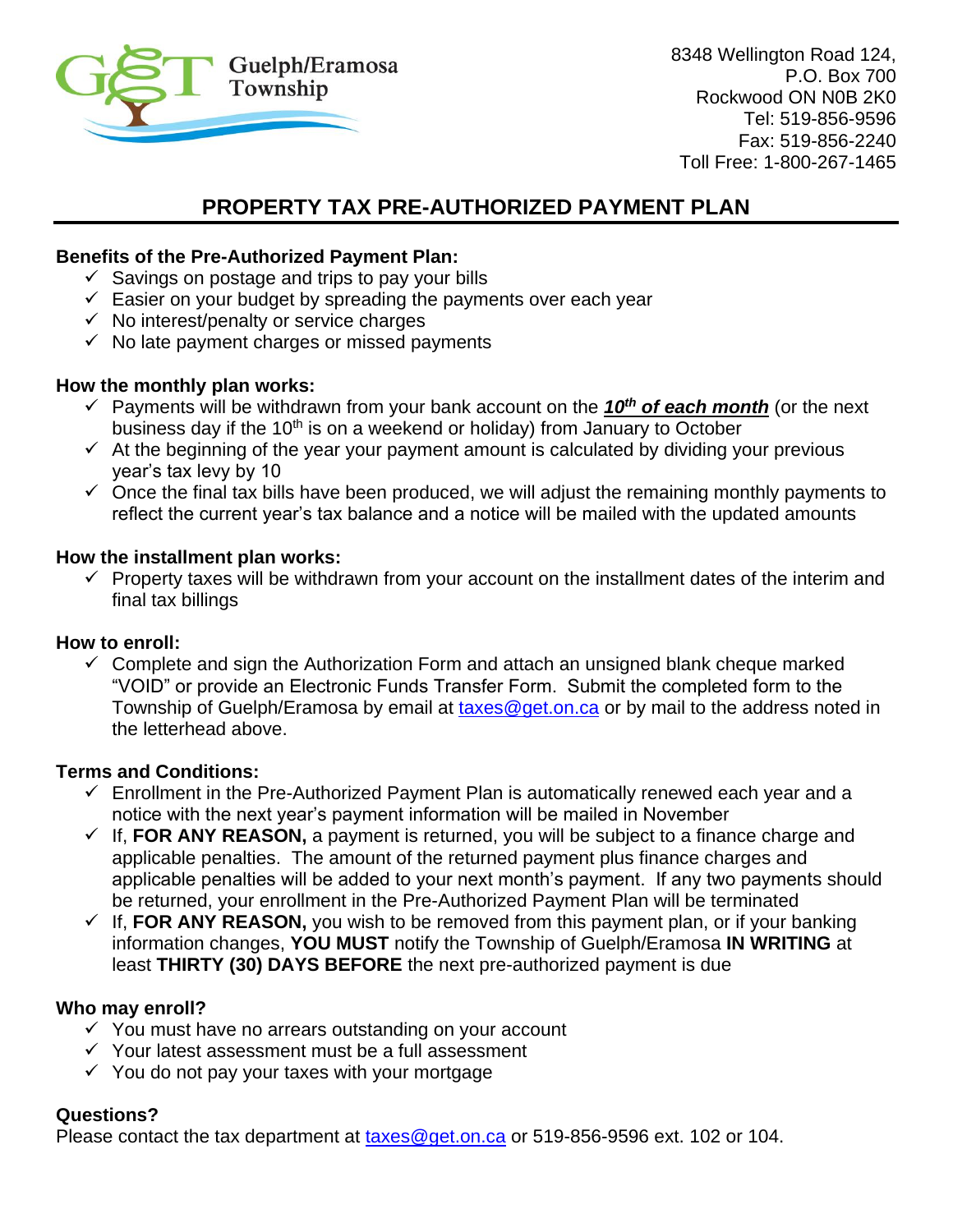Guelph/Eramosa Township

8348 Wellington Road 124,
P.O. Box 700
Rockwood ON N0B 2K0
Tel: 519-856-9596
Fax: 519-856-2240
Toll Free: 1-800-267-1465

# PROPERTY TAX PRE-AUTHORIZED PAYMENT PLAN

**Benefits of the Pre-Authorized Payment Plan:**

- ✓ Savings on postage and trips to pay your bills
- ✓ Easier on your budget by spreading the payments over each year
- ✓ No interest/penalty or service charges
- ✓ No late payment charges or missed payments

**How the monthly plan works:**

- ✓ Payments will be withdrawn from your bank account on the ***10th of each month*** (or the next business day if the 10th is on a weekend or holiday) from January to October
- ✓ At the beginning of the year your payment amount is calculated by dividing your previous year's tax levy by 10
- ✓ Once the final tax bills have been produced, we will adjust the remaining monthly payments to reflect the current year's tax balance and a notice will be mailed with the updated amounts

**How the installment plan works:**

- ✓ Property taxes will be withdrawn from your account on the installment dates of the interim and final tax billings

**How to enroll:**

- ✓ Complete and sign the Authorization Form and attach an unsigned blank cheque marked "VOID" or provide an Electronic Funds Transfer Form. Submit the completed form to the Township of Guelph/Eramosa by email at taxes@get.on.ca or by mail to the address noted in the letterhead above.

**Terms and Conditions:**

- ✓ Enrollment in the Pre-Authorized Payment Plan is automatically renewed each year and a notice with the next year's payment information will be mailed in November
- ✓ If, **FOR ANY REASON,** a payment is returned, you will be subject to a finance charge and applicable penalties. The amount of the returned payment plus finance charges and applicable penalties will be added to your next month's payment. If any two payments should be returned, your enrollment in the Pre-Authorized Payment Plan will be terminated
- ✓ If, **FOR ANY REASON,** you wish to be removed from this payment plan, or if your banking information changes, **YOU MUST** notify the Township of Guelph/Eramosa **IN WRITING** at least **THIRTY (30) DAYS BEFORE** the next pre-authorized payment is due

**Who may enroll?**

- ✓ You must have no arrears outstanding on your account
- ✓ Your latest assessment must be a full assessment
- ✓ You do not pay your taxes with your mortgage

**Questions?**

Please contact the tax department at taxes@get.on.ca or 519-856-9596 ext. 102 or 104.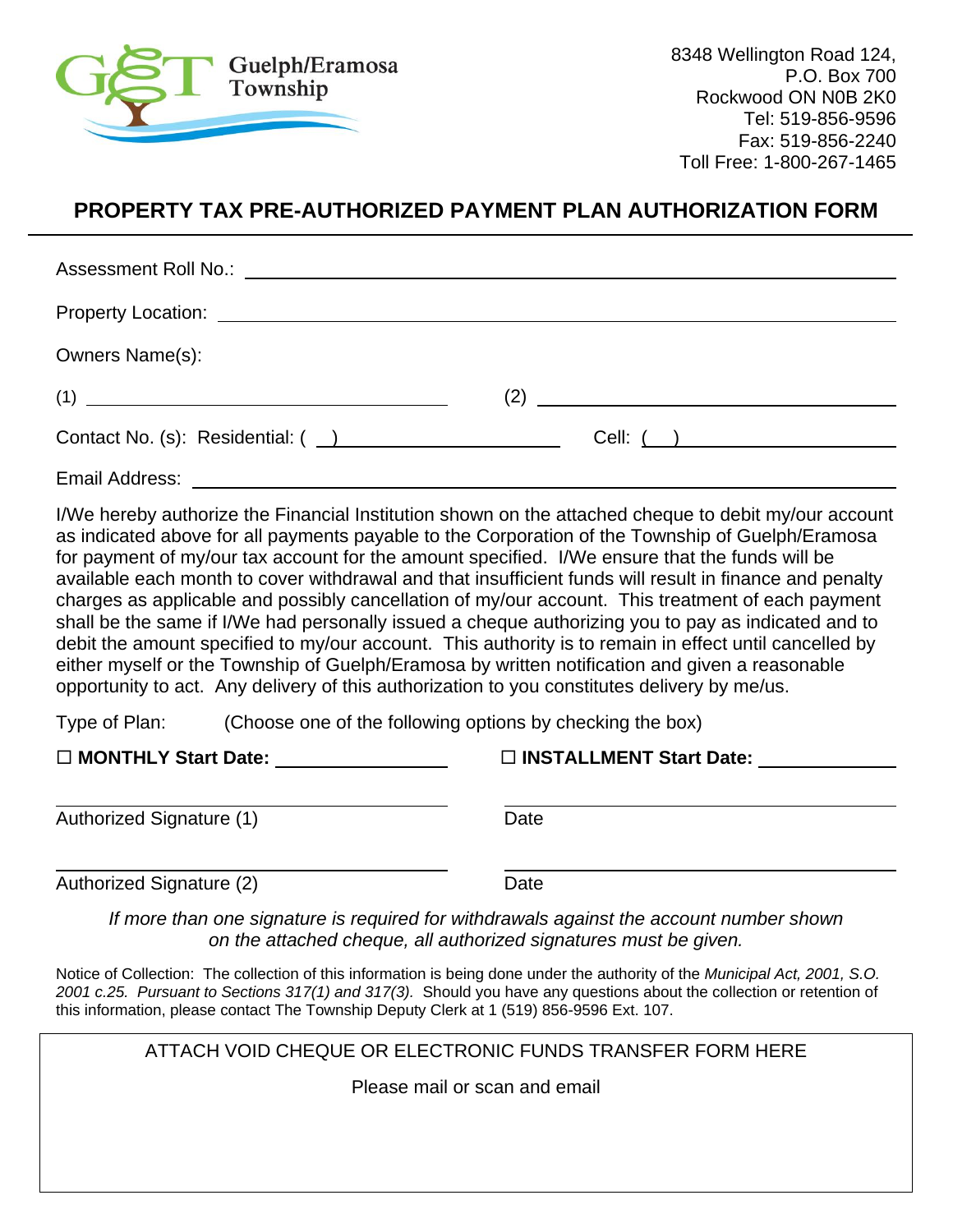Guelph/Eramosa Township

8348 Wellington Road 124,
P.O. Box 700
Rockwood ON N0B 2K0
Tel: 519-856-9596
Fax: 519-856-2240
Toll Free: 1-800-267-1465

# PROPERTY TAX PRE-AUTHORIZED PAYMENT PLAN AUTHORIZATION FORM

Assessment Roll No.: ____________________

Property Location: ____________________

Owners Name(s):

(1) ____________________ (2) ____________________

Contact No. (s): Residential: ( ) ____________________ Cell: ( ) ____________________

Email Address: ____________________

I/We hereby authorize the Financial Institution shown on the attached cheque to debit my/our account as indicated above for all payments payable to the Corporation of the Township of Guelph/Eramosa for payment of my/our tax account for the amount specified. I/We ensure that the funds will be available each month to cover withdrawal and that insufficient funds will result in finance and penalty charges as applicable and possibly cancellation of my/our account. This treatment of each payment shall be the same if I/We had personally issued a cheque authorizing you to pay as indicated and to debit the amount specified to my/our account. This authority is to remain in effect until cancelled by either myself or the Township of Guelph/Eramosa by written notification and given a reasonable opportunity to act. Any delivery of this authorization to you constitutes delivery by me/us.

Type of Plan: (Choose one of the following options by checking the box)

☐ **MONTHLY Start Date:** ____________ ☐ **INSTALLMENT Start Date:** ____________

____________________ ____________________
Authorized Signature (1) Date

____________________ ____________________
Authorized Signature (2) Date

*If more than one signature is required for withdrawals against the account number shown on the attached cheque, all authorized signatures must be given.*

Notice of Collection: The collection of this information is being done under the authority of the *Municipal Act, 2001, S.O. 2001 c.25. Pursuant to Sections 317(1) and 317(3).* Should you have any questions about the collection or retention of this information, please contact The Township Deputy Clerk at 1 (519) 856-9596 Ext. 107.

ATTACH VOID CHEQUE OR ELECTRONIC FUNDS TRANSFER FORM HERE

Please mail or scan and email